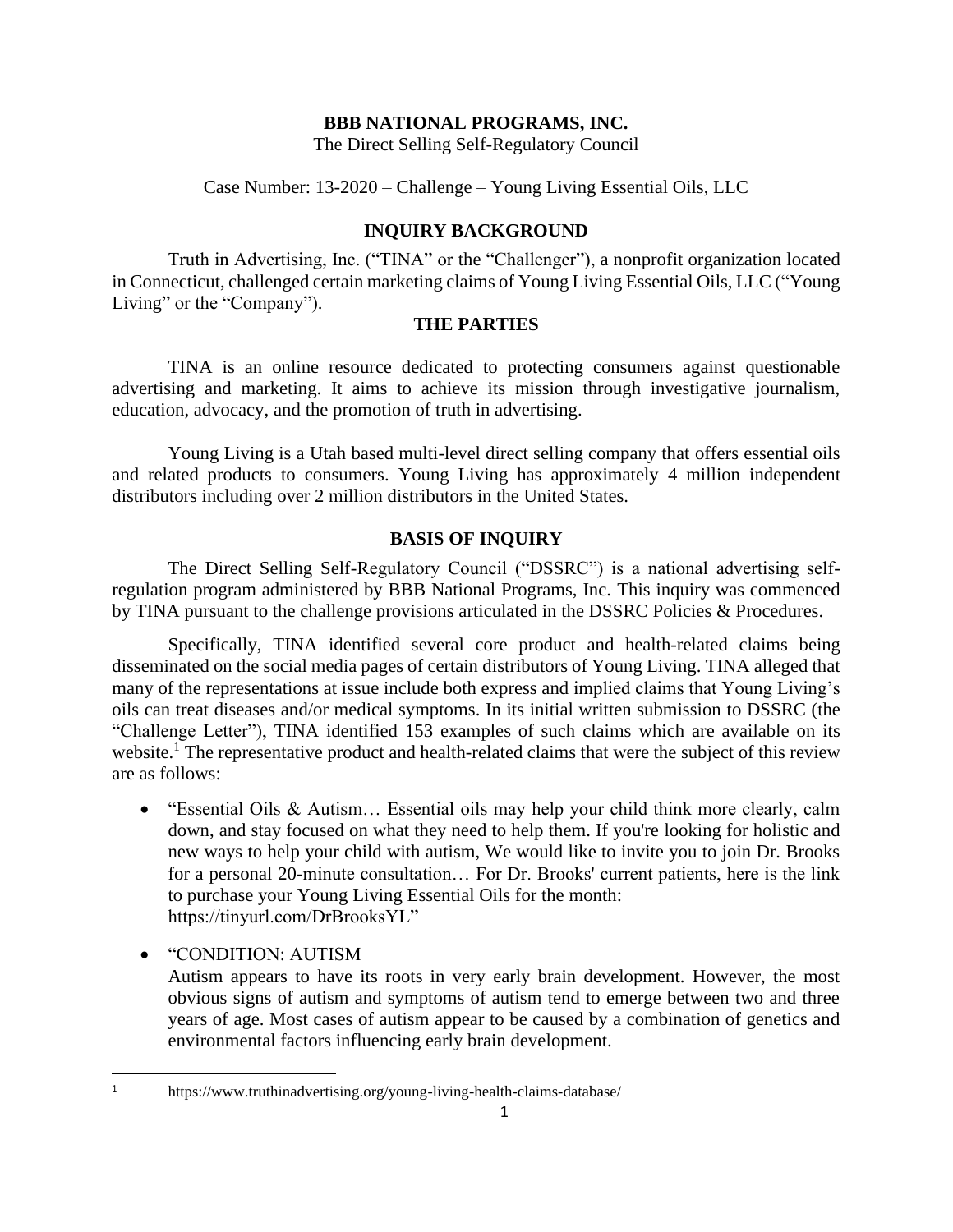**BBB NATIONAL PROGRAMS, INC.**

The Direct Selling Self-Regulatory Council

Case Number: 13-2020 – Challenge – Young Living Essential Oils, LLC

## INQUIRY BACKGROUND

Truth in Advertising, Inc. ("TINA" or the "Challenger"), a nonprofit organization located in Connecticut, challenged certain marketing claims of Young Living Essential Oils, LLC ("Young Living" or the "Company").

## THE PARTIES

TINA is an online resource dedicated to protecting consumers against questionable advertising and marketing. It aims to achieve its mission through investigative journalism, education, advocacy, and the promotion of truth in advertising.

Young Living is a Utah based multi-level direct selling company that offers essential oils and related products to consumers. Young Living has approximately 4 million independent distributors including over 2 million distributors in the United States.

## BASIS OF INQUIRY

The Direct Selling Self-Regulatory Council ("DSSRC") is a national advertising self-regulation program administered by BBB National Programs, Inc. This inquiry was commenced by TINA pursuant to the challenge provisions articulated in the DSSRC Policies & Procedures.

Specifically, TINA identified several core product and health-related claims being disseminated on the social media pages of certain distributors of Young Living. TINA alleged that many of the representations at issue include both express and implied claims that Young Living's oils can treat diseases and/or medical symptoms. In its initial written submission to DSSRC (the "Challenge Letter"), TINA identified 153 examples of such claims which are available on its website.[1] The representative product and health-related claims that were the subject of this review are as follows:

- "Essential Oils & Autism… Essential oils may help your child think more clearly, calm down, and stay focused on what they need to help them. If you're looking for holistic and new ways to help your child with autism, We would like to invite you to join Dr. Brooks for a personal 20-minute consultation… For Dr. Brooks' current patients, here is the link to purchase your Young Living Essential Oils for the month: https://tinyurl.com/DrBrooksYL"

- "CONDITION: AUTISM
  Autism appears to have its roots in very early brain development. However, the most obvious signs of autism and symptoms of autism tend to emerge between two and three years of age. Most cases of autism appear to be caused by a combination of genetics and environmental factors influencing early brain development.

---

[1] https://www.truthinadvertising.org/young-living-health-claims-database/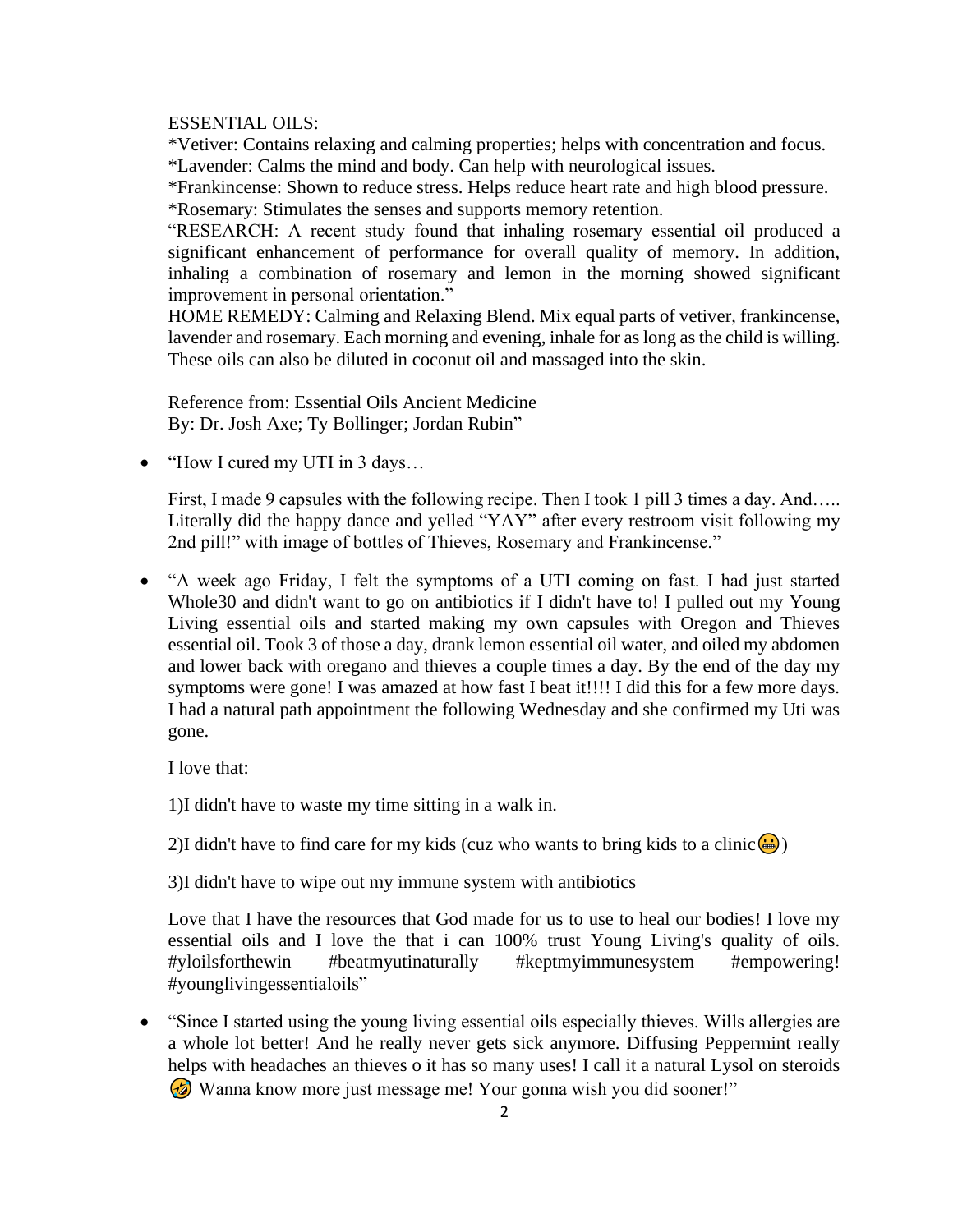ESSENTIAL OILS:
*Vetiver: Contains relaxing and calming properties; helps with concentration and focus.
*Lavender: Calms the mind and body. Can help with neurological issues.
*Frankincense: Shown to reduce stress. Helps reduce heart rate and high blood pressure.
*Rosemary: Stimulates the senses and supports memory retention.
"RESEARCH: A recent study found that inhaling rosemary essential oil produced a significant enhancement of performance for overall quality of memory. In addition, inhaling a combination of rosemary and lemon in the morning showed significant improvement in personal orientation."
HOME REMEDY: Calming and Relaxing Blend. Mix equal parts of vetiver, frankincense, lavender and rosemary. Each morning and evening, inhale for as long as the child is willing. These oils can also be diluted in coconut oil and massaged into the skin.

Reference from: Essential Oils Ancient Medicine
By: Dr. Josh Axe; Ty Bollinger; Jordan Rubin"

- "How I cured my UTI in 3 days…

  First, I made 9 capsules with the following recipe. Then I took 1 pill 3 times a day. And….. Literally did the happy dance and yelled "YAY" after every restroom visit following my 2nd pill!" with image of bottles of Thieves, Rosemary and Frankincense."

- "A week ago Friday, I felt the symptoms of a UTI coming on fast. I had just started Whole30 and didn't want to go on antibiotics if I didn't have to! I pulled out my Young Living essential oils and started making my own capsules with Oregon and Thieves essential oil. Took 3 of those a day, drank lemon essential oil water, and oiled my abdomen and lower back with oregano and thieves a couple times a day. By the end of the day my symptoms were gone! I was amazed at how fast I beat it!!!! I did this for a few more days. I had a natural path appointment the following Wednesday and she confirmed my Uti was gone.

  I love that:

  1)I didn't have to waste my time sitting in a walk in.

  2)I didn't have to find care for my kids (cuz who wants to bring kids to a clinic😬)

  3)I didn't have to wipe out my immune system with antibiotics

  Love that I have the resources that God made for us to use to heal our bodies! I love my essential oils and I love the that i can 100% trust Young Living's quality of oils. #yloilsforthewin #beatmyutinaturally #keptmyimmunesystem #empowering! #younglivingessentialoils"

- "Since I started using the young living essential oils especially thieves. Wills allergies are a whole lot better! And he really never gets sick anymore. Diffusing Peppermint really helps with headaches an thieves o it has so many uses! I call it a natural Lysol on steroids 🤣 Wanna know more just message me! Your gonna wish you did sooner!"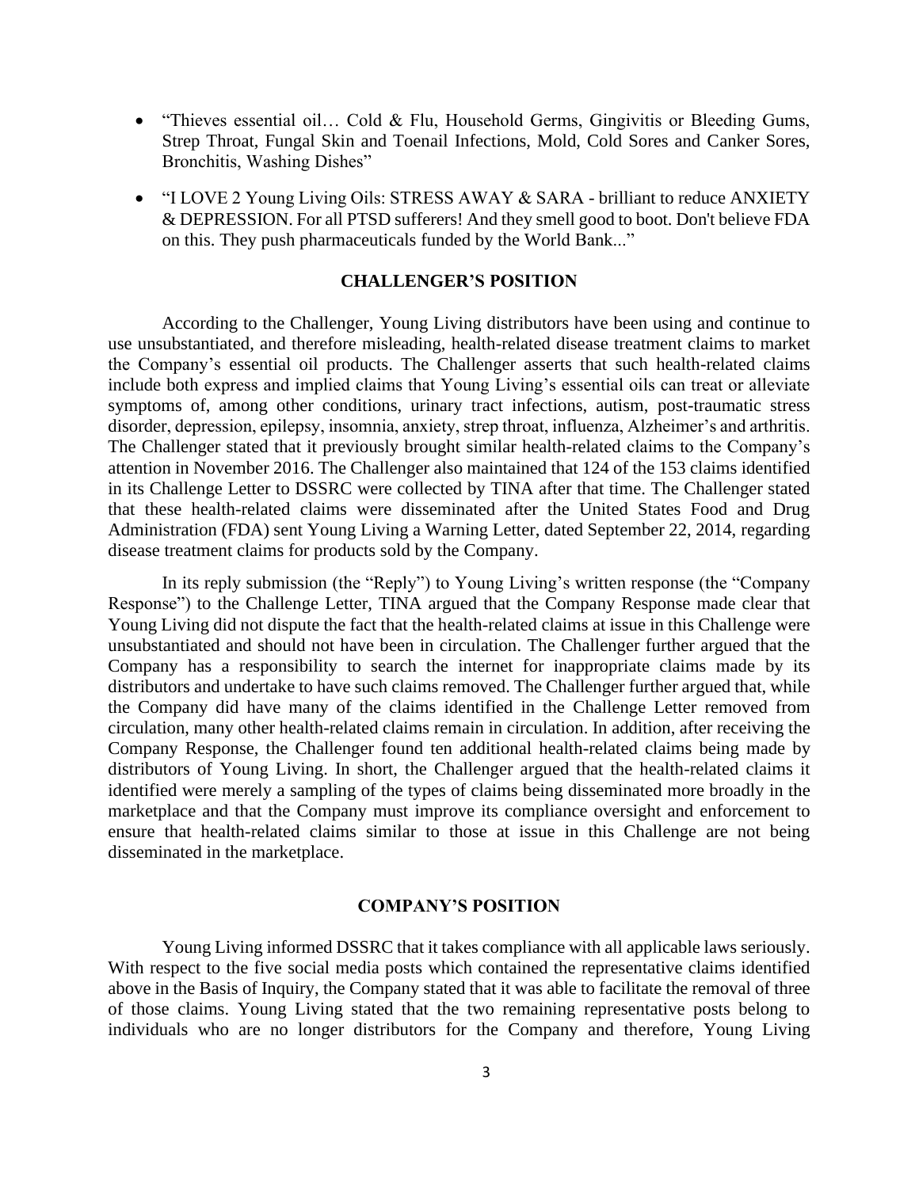- "Thieves essential oil… Cold & Flu, Household Germs, Gingivitis or Bleeding Gums, Strep Throat, Fungal Skin and Toenail Infections, Mold, Cold Sores and Canker Sores, Bronchitis, Washing Dishes"
- "I LOVE 2 Young Living Oils: STRESS AWAY & SARA - brilliant to reduce ANXIETY & DEPRESSION. For all PTSD sufferers! And they smell good to boot. Don't believe FDA on this. They push pharmaceuticals funded by the World Bank..."

## CHALLENGER'S POSITION

According to the Challenger, Young Living distributors have been using and continue to use unsubstantiated, and therefore misleading, health-related disease treatment claims to market the Company's essential oil products. The Challenger asserts that such health-related claims include both express and implied claims that Young Living's essential oils can treat or alleviate symptoms of, among other conditions, urinary tract infections, autism, post-traumatic stress disorder, depression, epilepsy, insomnia, anxiety, strep throat, influenza, Alzheimer's and arthritis. The Challenger stated that it previously brought similar health-related claims to the Company's attention in November 2016. The Challenger also maintained that 124 of the 153 claims identified in its Challenge Letter to DSSRC were collected by TINA after that time. The Challenger stated that these health-related claims were disseminated after the United States Food and Drug Administration (FDA) sent Young Living a Warning Letter, dated September 22, 2014, regarding disease treatment claims for products sold by the Company.

In its reply submission (the "Reply") to Young Living's written response (the "Company Response") to the Challenge Letter, TINA argued that the Company Response made clear that Young Living did not dispute the fact that the health-related claims at issue in this Challenge were unsubstantiated and should not have been in circulation. The Challenger further argued that the Company has a responsibility to search the internet for inappropriate claims made by its distributors and undertake to have such claims removed. The Challenger further argued that, while the Company did have many of the claims identified in the Challenge Letter removed from circulation, many other health-related claims remain in circulation. In addition, after receiving the Company Response, the Challenger found ten additional health-related claims being made by distributors of Young Living. In short, the Challenger argued that the health-related claims it identified were merely a sampling of the types of claims being disseminated more broadly in the marketplace and that the Company must improve its compliance oversight and enforcement to ensure that health-related claims similar to those at issue in this Challenge are not being disseminated in the marketplace.

## COMPANY'S POSITION

Young Living informed DSSRC that it takes compliance with all applicable laws seriously. With respect to the five social media posts which contained the representative claims identified above in the Basis of Inquiry, the Company stated that it was able to facilitate the removal of three of those claims. Young Living stated that the two remaining representative posts belong to individuals who are no longer distributors for the Company and therefore, Young Living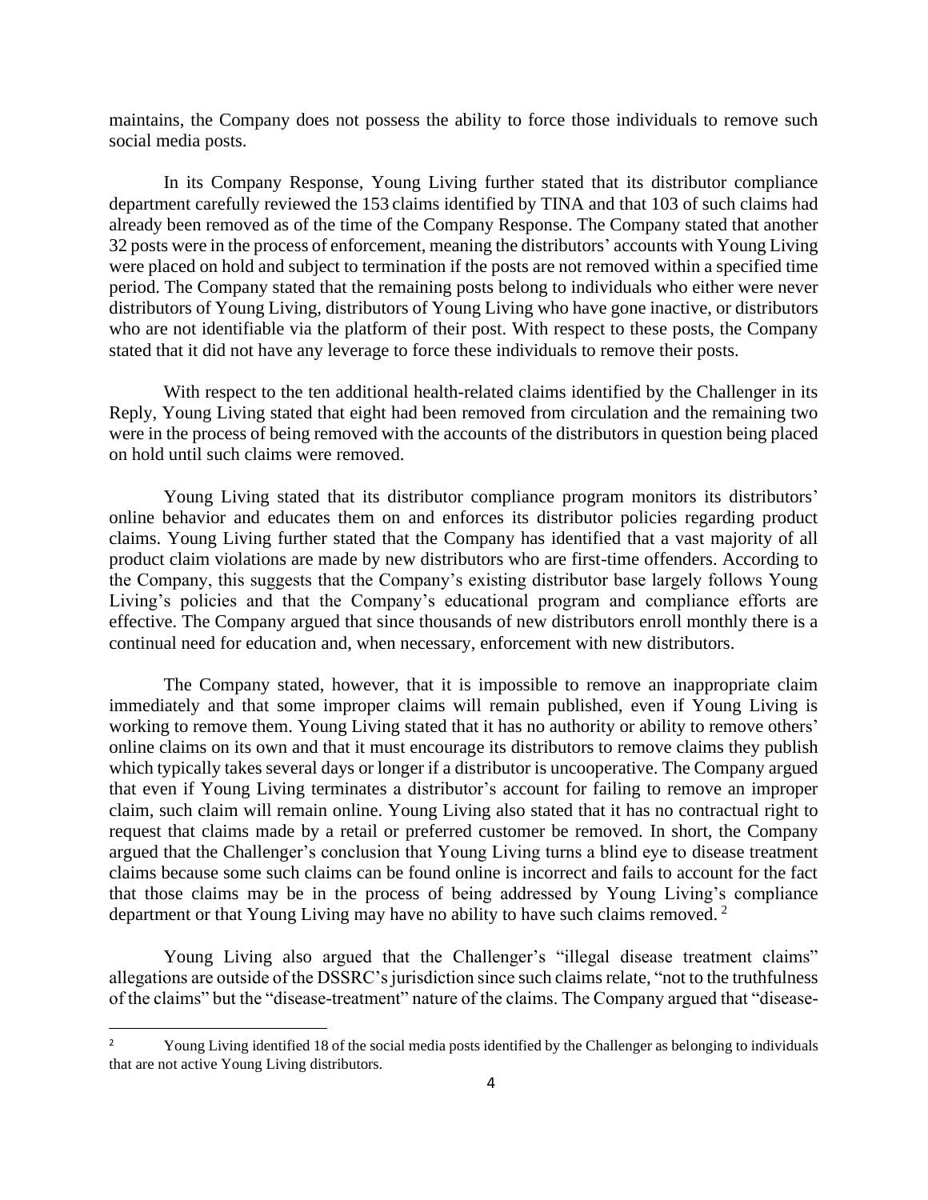maintains, the Company does not possess the ability to force those individuals to remove such social media posts.

In its Company Response, Young Living further stated that its distributor compliance department carefully reviewed the 153 claims identified by TINA and that 103 of such claims had already been removed as of the time of the Company Response. The Company stated that another 32 posts were in the process of enforcement, meaning the distributors' accounts with Young Living were placed on hold and subject to termination if the posts are not removed within a specified time period. The Company stated that the remaining posts belong to individuals who either were never distributors of Young Living, distributors of Young Living who have gone inactive, or distributors who are not identifiable via the platform of their post. With respect to these posts, the Company stated that it did not have any leverage to force these individuals to remove their posts.

With respect to the ten additional health-related claims identified by the Challenger in its Reply, Young Living stated that eight had been removed from circulation and the remaining two were in the process of being removed with the accounts of the distributors in question being placed on hold until such claims were removed.

Young Living stated that its distributor compliance program monitors its distributors' online behavior and educates them on and enforces its distributor policies regarding product claims. Young Living further stated that the Company has identified that a vast majority of all product claim violations are made by new distributors who are first-time offenders. According to the Company, this suggests that the Company's existing distributor base largely follows Young Living's policies and that the Company's educational program and compliance efforts are effective. The Company argued that since thousands of new distributors enroll monthly there is a continual need for education and, when necessary, enforcement with new distributors.

The Company stated, however, that it is impossible to remove an inappropriate claim immediately and that some improper claims will remain published, even if Young Living is working to remove them. Young Living stated that it has no authority or ability to remove others' online claims on its own and that it must encourage its distributors to remove claims they publish which typically takes several days or longer if a distributor is uncooperative. The Company argued that even if Young Living terminates a distributor's account for failing to remove an improper claim, such claim will remain online. Young Living also stated that it has no contractual right to request that claims made by a retail or preferred customer be removed. In short, the Company argued that the Challenger's conclusion that Young Living turns a blind eye to disease treatment claims because some such claims can be found online is incorrect and fails to account for the fact that those claims may be in the process of being addressed by Young Living's compliance department or that Young Living may have no ability to have such claims removed. [2]

Young Living also argued that the Challenger's "illegal disease treatment claims" allegations are outside of the DSSRC's jurisdiction since such claims relate, "not to the truthfulness of the claims" but the "disease-treatment" nature of the claims. The Company argued that "disease-

---

[2] Young Living identified 18 of the social media posts identified by the Challenger as belonging to individuals that are not active Young Living distributors.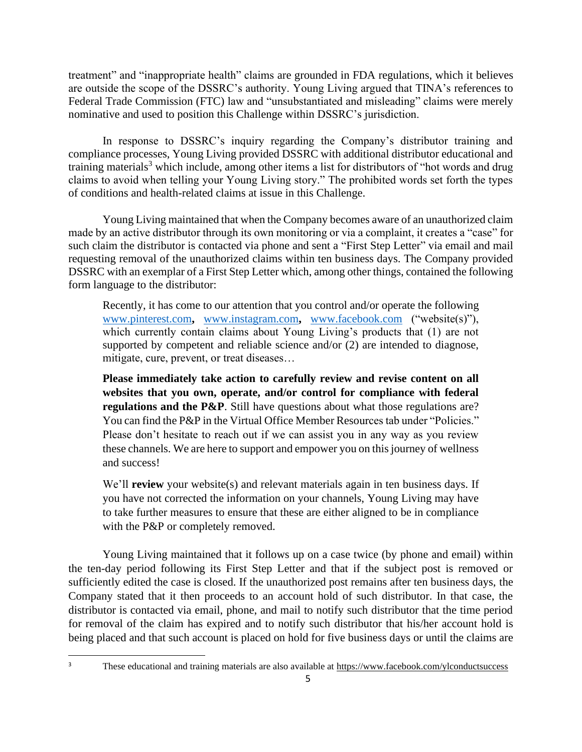treatment" and "inappropriate health" claims are grounded in FDA regulations, which it believes are outside the scope of the DSSRC's authority. Young Living argued that TINA's references to Federal Trade Commission (FTC) law and "unsubstantiated and misleading" claims were merely nominative and used to position this Challenge within DSSRC's jurisdiction.

In response to DSSRC's inquiry regarding the Company's distributor training and compliance processes, Young Living provided DSSRC with additional distributor educational and training materials[3] which include, among other items a list for distributors of "hot words and drug claims to avoid when telling your Young Living story." The prohibited words set forth the types of conditions and health-related claims at issue in this Challenge.

Young Living maintained that when the Company becomes aware of an unauthorized claim made by an active distributor through its own monitoring or via a complaint, it creates a "case" for such claim the distributor is contacted via phone and sent a "First Step Letter" via email and mail requesting removal of the unauthorized claims within ten business days. The Company provided DSSRC with an exemplar of a First Step Letter which, among other things, contained the following form language to the distributor:

> Recently, it has come to our attention that you control and/or operate the following www.pinterest.com, www.instagram.com, www.facebook.com ("website(s)"), which currently contain claims about Young Living's products that (1) are not supported by competent and reliable science and/or (2) are intended to diagnose, mitigate, cure, prevent, or treat diseases…
>
> **Please immediately take action to carefully review and revise content on all websites that you own, operate, and/or control for compliance with federal regulations and the P&P**. Still have questions about what those regulations are? You can find the P&P in the Virtual Office Member Resources tab under "Policies." Please don't hesitate to reach out if we can assist you in any way as you review these channels. We are here to support and empower you on this journey of wellness and success!
>
> We'll **review** your website(s) and relevant materials again in ten business days. If you have not corrected the information on your channels, Young Living may have to take further measures to ensure that these are either aligned to be in compliance with the P&P or completely removed.

Young Living maintained that it follows up on a case twice (by phone and email) within the ten-day period following its First Step Letter and that if the subject post is removed or sufficiently edited the case is closed. If the unauthorized post remains after ten business days, the Company stated that it then proceeds to an account hold of such distributor. In that case, the distributor is contacted via email, phone, and mail to notify such distributor that the time period for removal of the claim has expired and to notify such distributor that his/her account hold is being placed and that such account is placed on hold for five business days or until the claims are

[3] These educational and training materials are also available at https://www.facebook.com/ylconductsuccess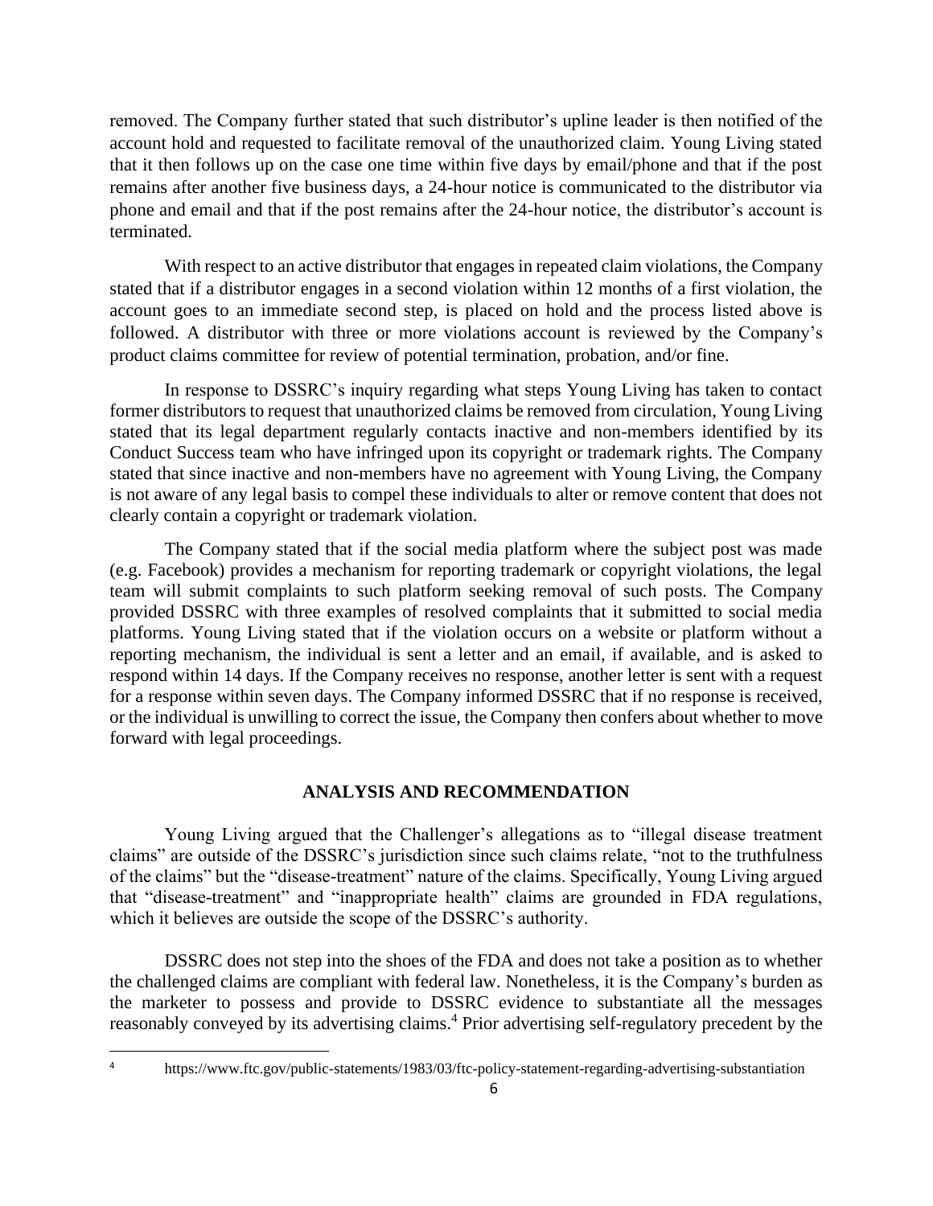removed. The Company further stated that such distributor's upline leader is then notified of the account hold and requested to facilitate removal of the unauthorized claim. Young Living stated that it then follows up on the case one time within five days by email/phone and that if the post remains after another five business days, a 24-hour notice is communicated to the distributor via phone and email and that if the post remains after the 24-hour notice, the distributor's account is terminated.

With respect to an active distributor that engages in repeated claim violations, the Company stated that if a distributor engages in a second violation within 12 months of a first violation, the account goes to an immediate second step, is placed on hold and the process listed above is followed. A distributor with three or more violations account is reviewed by the Company's product claims committee for review of potential termination, probation, and/or fine.

In response to DSSRC's inquiry regarding what steps Young Living has taken to contact former distributors to request that unauthorized claims be removed from circulation, Young Living stated that its legal department regularly contacts inactive and non-members identified by its Conduct Success team who have infringed upon its copyright or trademark rights. The Company stated that since inactive and non-members have no agreement with Young Living, the Company is not aware of any legal basis to compel these individuals to alter or remove content that does not clearly contain a copyright or trademark violation.

The Company stated that if the social media platform where the subject post was made (e.g. Facebook) provides a mechanism for reporting trademark or copyright violations, the legal team will submit complaints to such platform seeking removal of such posts. The Company provided DSSRC with three examples of resolved complaints that it submitted to social media platforms. Young Living stated that if the violation occurs on a website or platform without a reporting mechanism, the individual is sent a letter and an email, if available, and is asked to respond within 14 days. If the Company receives no response, another letter is sent with a request for a response within seven days. The Company informed DSSRC that if no response is received, or the individual is unwilling to correct the issue, the Company then confers about whether to move forward with legal proceedings.

## ANALYSIS AND RECOMMENDATION

Young Living argued that the Challenger's allegations as to "illegal disease treatment claims" are outside of the DSSRC's jurisdiction since such claims relate, "not to the truthfulness of the claims" but the "disease-treatment" nature of the claims. Specifically, Young Living argued that "disease-treatment" and "inappropriate health" claims are grounded in FDA regulations, which it believes are outside the scope of the DSSRC's authority.

DSSRC does not step into the shoes of the FDA and does not take a position as to whether the challenged claims are compliant with federal law. Nonetheless, it is the Company's burden as the marketer to possess and provide to DSSRC evidence to substantiate all the messages reasonably conveyed by its advertising claims.[4] Prior advertising self-regulatory precedent by the

[4] https://www.ftc.gov/public-statements/1983/03/ftc-policy-statement-regarding-advertising-substantiation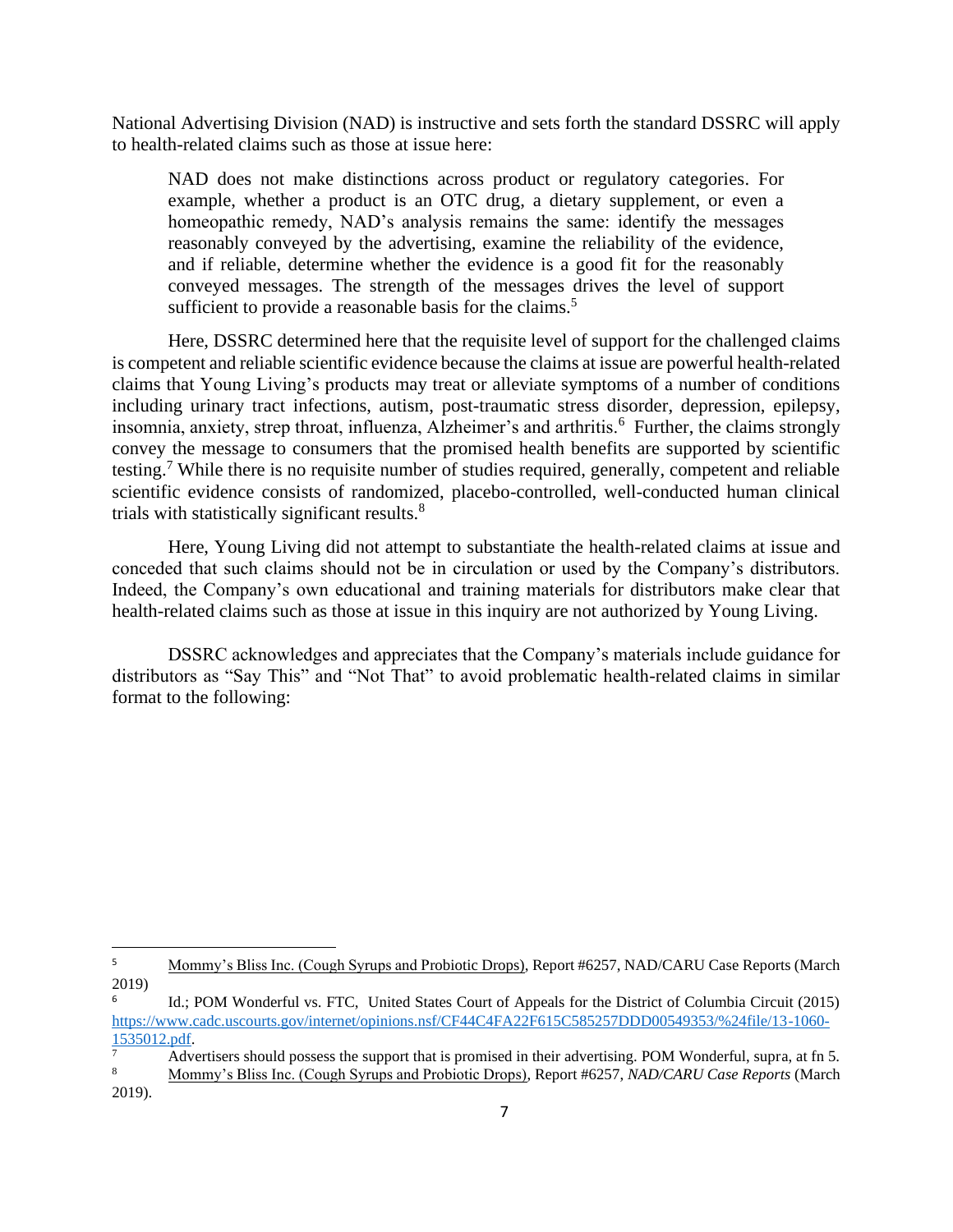National Advertising Division (NAD) is instructive and sets forth the standard DSSRC will apply to health-related claims such as those at issue here:

> NAD does not make distinctions across product or regulatory categories. For example, whether a product is an OTC drug, a dietary supplement, or even a homeopathic remedy, NAD's analysis remains the same: identify the messages reasonably conveyed by the advertising, examine the reliability of the evidence, and if reliable, determine whether the evidence is a good fit for the reasonably conveyed messages. The strength of the messages drives the level of support sufficient to provide a reasonable basis for the claims.[5]

Here, DSSRC determined here that the requisite level of support for the challenged claims is competent and reliable scientific evidence because the claims at issue are powerful health-related claims that Young Living's products may treat or alleviate symptoms of a number of conditions including urinary tract infections, autism, post-traumatic stress disorder, depression, epilepsy, insomnia, anxiety, strep throat, influenza, Alzheimer's and arthritis.[6] Further, the claims strongly convey the message to consumers that the promised health benefits are supported by scientific testing.[7] While there is no requisite number of studies required, generally, competent and reliable scientific evidence consists of randomized, placebo-controlled, well-conducted human clinical trials with statistically significant results.[8]

Here, Young Living did not attempt to substantiate the health-related claims at issue and conceded that such claims should not be in circulation or used by the Company's distributors. Indeed, the Company's own educational and training materials for distributors make clear that health-related claims such as those at issue in this inquiry are not authorized by Young Living.

DSSRC acknowledges and appreciates that the Company's materials include guidance for distributors as "Say This" and "Not That" to avoid problematic health-related claims in similar format to the following:

---

[5] Mommy's Bliss Inc. (Cough Syrups and Probiotic Drops), Report #6257, NAD/CARU Case Reports (March 2019)

[6] Id.; POM Wonderful vs. FTC, United States Court of Appeals for the District of Columbia Circuit (2015) https://www.cadc.uscourts.gov/internet/opinions.nsf/CF44C4FA22F615C585257DDD00549353/%24file/13-1060-1535012.pdf.

[7] Advertisers should possess the support that is promised in their advertising. POM Wonderful, supra, at fn 5.

[8] Mommy's Bliss Inc. (Cough Syrups and Probiotic Drops), Report #6257, *NAD/CARU Case Reports* (March 2019).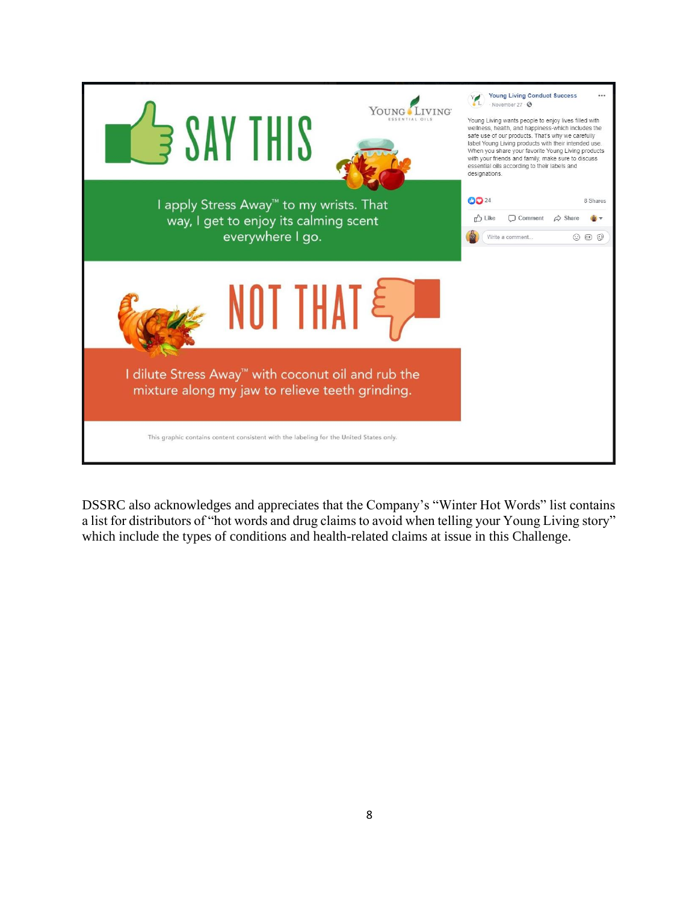Young Living Conduct Success
November 27

Young Living wants people to enjoy lives filled with wellness, health, and happiness-which includes the safe use of our products. That's why we carefully label Young Living products with their intended use. When you share your favorite Young Living products with your friends and family, make sure to discuss essential oils according to their labels and designations.

**SAY THIS**

I apply Stress Away™ to my wrists. That way, I get to enjoy its calming scent everywhere I go.

**NOT THAT**

I dilute Stress Away™ with coconut oil and rub the mixture along my jaw to relieve teeth grinding.

This graphic contains content consistent with the labeling for the United States only.

24 · 8 Shares

DSSRC also acknowledges and appreciates that the Company's "Winter Hot Words" list contains a list for distributors of "hot words and drug claims to avoid when telling your Young Living story" which include the types of conditions and health-related claims at issue in this Challenge.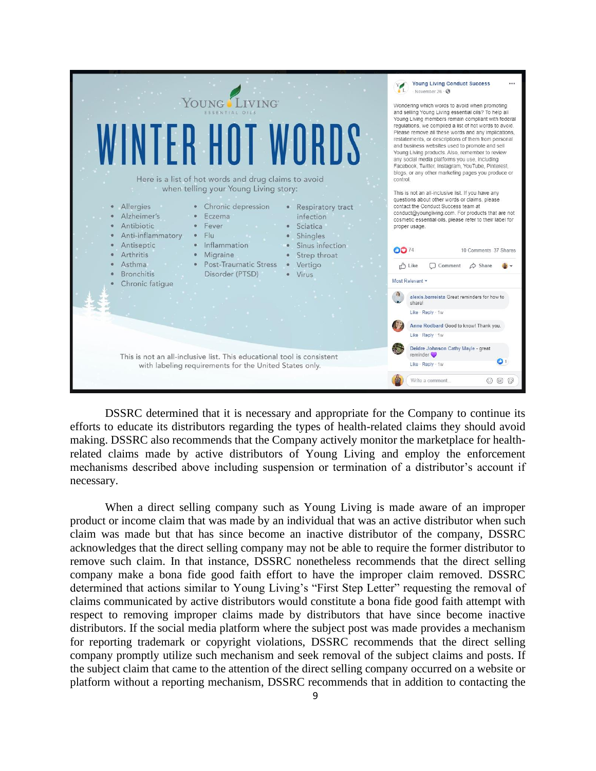# YOUNG LIVING ESSENTIAL OILS

# WINTER HOT WORDS

Here is a list of hot words and drug claims to avoid when telling your Young Living story:

- Allergies
- Alzheimer's
- Antibiotic
- Anti-inflammatory
- Antiseptic
- Arthritis
- Asthma
- Bronchitis
- Chronic fatigue
- Chronic depression
- Eczema
- Fever
- Flu
- Inflammation
- Migraine
- Post-Traumatic Stress Disorder (PTSD)
- Respiratory tract infection
- Sciatica
- Shingles
- Sinus infection
- Strep throat
- Vertigo
- Virus

This is not an all-inclusive list. This educational tool is consistent with labeling requirements for the United States only.

Young Living Conduct Success
November 26

Wondering which words to avoid when promoting and selling Young Living essential oils? To help all Young Living members remain compliant with federal regulations, we compiled a list of hot words to avoid. Please remove all these words and any implications, restatements, or descriptions of them from personal and business websites used to promote and sell Young Living products. Also, remember to review any social media platforms you use, including Facebook, Twitter, Instagram, YouTube, Pinterest, blogs, or any other marketing pages you produce or control.

This is not an all-inclusive list. If you have any questions about other words or claims, please contact the Conduct Success team at conduct@youngliving.com. For products that are not cosmetic essential oils, please refer to their label for proper usage.

74 · 10 Comments 37 Shares

Like · Comment · Share

Most Relevant

alexis.barreista Great reminders for how to share!
Like · Reply · 1w

Anne Rodbard Good to know! Thank you.
Like · Reply · 1w

Deidre Johnson Cathy Mayle - great reminder
Like · Reply · 1w

Write a comment...

DSSRC determined that it is necessary and appropriate for the Company to continue its efforts to educate its distributors regarding the types of health-related claims they should avoid making. DSSRC also recommends that the Company actively monitor the marketplace for health-related claims made by active distributors of Young Living and employ the enforcement mechanisms described above including suspension or termination of a distributor's account if necessary.

When a direct selling company such as Young Living is made aware of an improper product or income claim that was made by an individual that was an active distributor when such claim was made but that has since become an inactive distributor of the company, DSSRC acknowledges that the direct selling company may not be able to require the former distributor to remove such claim. In that instance, DSSRC nonetheless recommends that the direct selling company make a bona fide good faith effort to have the improper claim removed. DSSRC determined that actions similar to Young Living's "First Step Letter" requesting the removal of claims communicated by active distributors would constitute a bona fide good faith attempt with respect to removing improper claims made by distributors that have since become inactive distributors. If the social media platform where the subject post was made provides a mechanism for reporting trademark or copyright violations, DSSRC recommends that the direct selling company promptly utilize such mechanism and seek removal of the subject claims and posts. If the subject claim that came to the attention of the direct selling company occurred on a website or platform without a reporting mechanism, DSSRC recommends that in addition to contacting the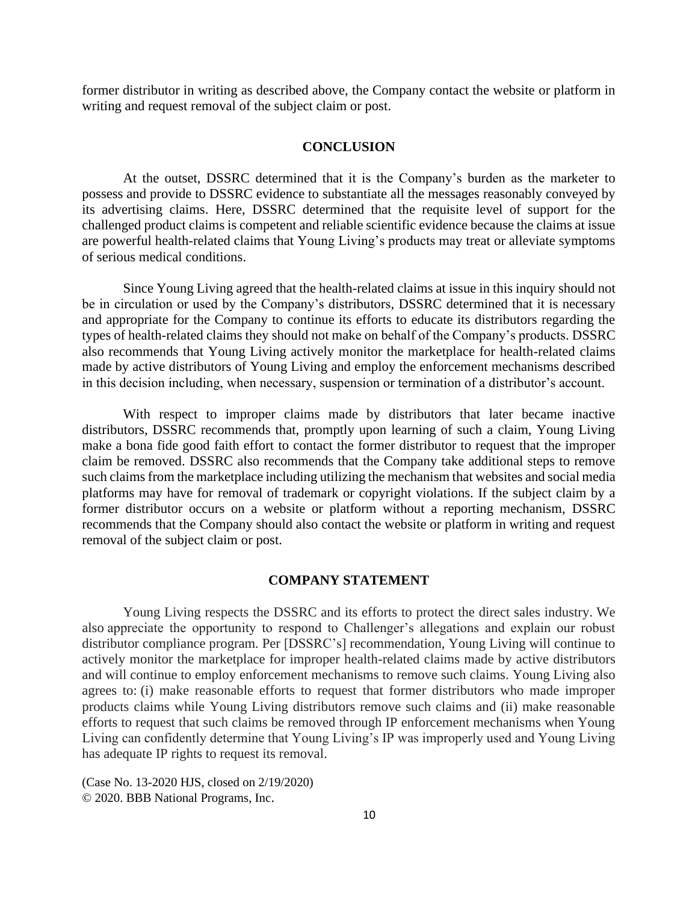former distributor in writing as described above, the Company contact the website or platform in writing and request removal of the subject claim or post.

## CONCLUSION

At the outset, DSSRC determined that it is the Company's burden as the marketer to possess and provide to DSSRC evidence to substantiate all the messages reasonably conveyed by its advertising claims. Here, DSSRC determined that the requisite level of support for the challenged product claims is competent and reliable scientific evidence because the claims at issue are powerful health-related claims that Young Living's products may treat or alleviate symptoms of serious medical conditions.

Since Young Living agreed that the health-related claims at issue in this inquiry should not be in circulation or used by the Company's distributors, DSSRC determined that it is necessary and appropriate for the Company to continue its efforts to educate its distributors regarding the types of health-related claims they should not make on behalf of the Company's products. DSSRC also recommends that Young Living actively monitor the marketplace for health-related claims made by active distributors of Young Living and employ the enforcement mechanisms described in this decision including, when necessary, suspension or termination of a distributor's account.

With respect to improper claims made by distributors that later became inactive distributors, DSSRC recommends that, promptly upon learning of such a claim, Young Living make a bona fide good faith effort to contact the former distributor to request that the improper claim be removed. DSSRC also recommends that the Company take additional steps to remove such claims from the marketplace including utilizing the mechanism that websites and social media platforms may have for removal of trademark or copyright violations. If the subject claim by a former distributor occurs on a website or platform without a reporting mechanism, DSSRC recommends that the Company should also contact the website or platform in writing and request removal of the subject claim or post.

## COMPANY STATEMENT

Young Living respects the DSSRC and its efforts to protect the direct sales industry. We also appreciate the opportunity to respond to Challenger's allegations and explain our robust distributor compliance program. Per [DSSRC's] recommendation, Young Living will continue to actively monitor the marketplace for improper health-related claims made by active distributors and will continue to employ enforcement mechanisms to remove such claims. Young Living also agrees to: (i) make reasonable efforts to request that former distributors who made improper products claims while Young Living distributors remove such claims and (ii) make reasonable efforts to request that such claims be removed through IP enforcement mechanisms when Young Living can confidently determine that Young Living's IP was improperly used and Young Living has adequate IP rights to request its removal.

(Case No. 13-2020 HJS, closed on 2/19/2020)
© 2020. BBB National Programs, Inc.